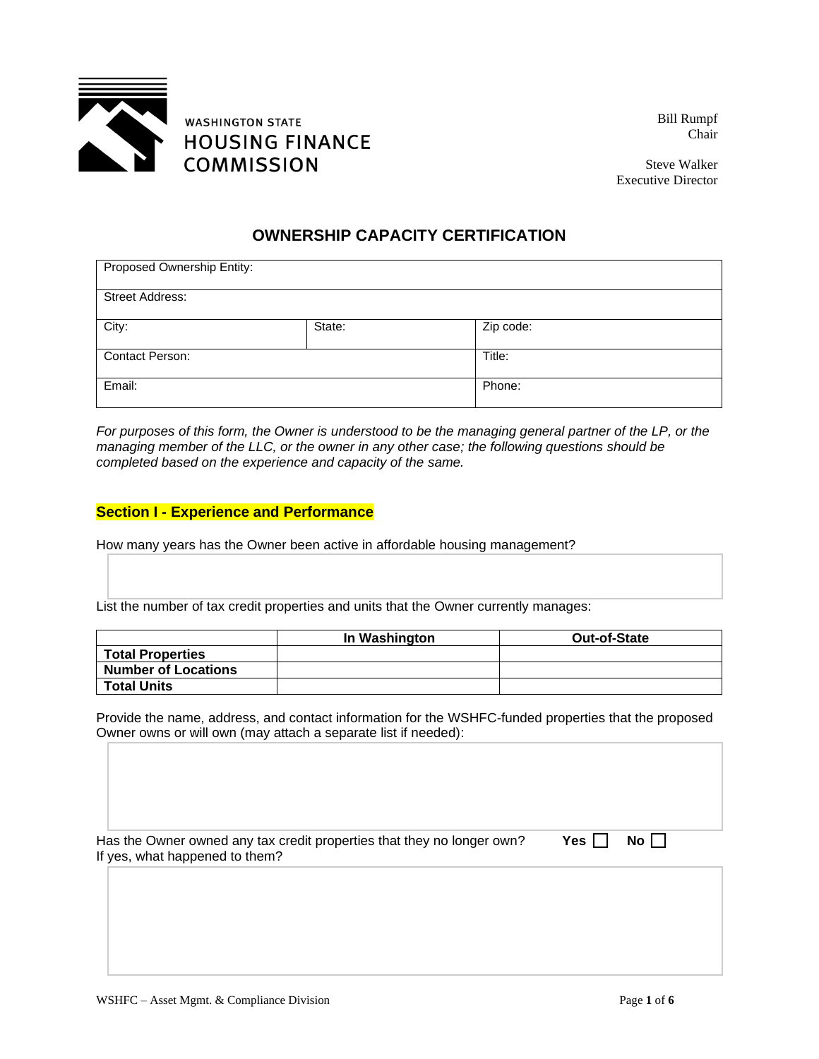WASHINGTON STATE
HOUSING FINANCE
COMMISSION

Bill Rumpf
Chair

Steve Walker
Executive Director

# OWNERSHIP CAPACITY CERTIFICATION

| Proposed Ownership Entity: | | |
|---|---|---|
| Street Address: | | |
| City: | State: | Zip code: |
| Contact Person: | | Title: |
| Email: | | Phone: |

*For purposes of this form, the Owner is understood to be the managing general partner of the LP, or the managing member of the LLC, or the owner in any other case; the following questions should be completed based on the experience and capacity of the same.*

## Section I - Experience and Performance

How many years has the Owner been active in affordable housing management?

List the number of tax credit properties and units that the Owner currently manages:

| | In Washington | Out-of-State |
|---|---|---|
| **Total Properties** | | |
| **Number of Locations** | | |
| **Total Units** | | |

Provide the name, address, and contact information for the WSHFC-funded properties that the proposed Owner owns or will own (may attach a separate list if needed):

Has the Owner owned any tax credit properties that they no longer own? **Yes** ☐ **No** ☐
If yes, what happened to them?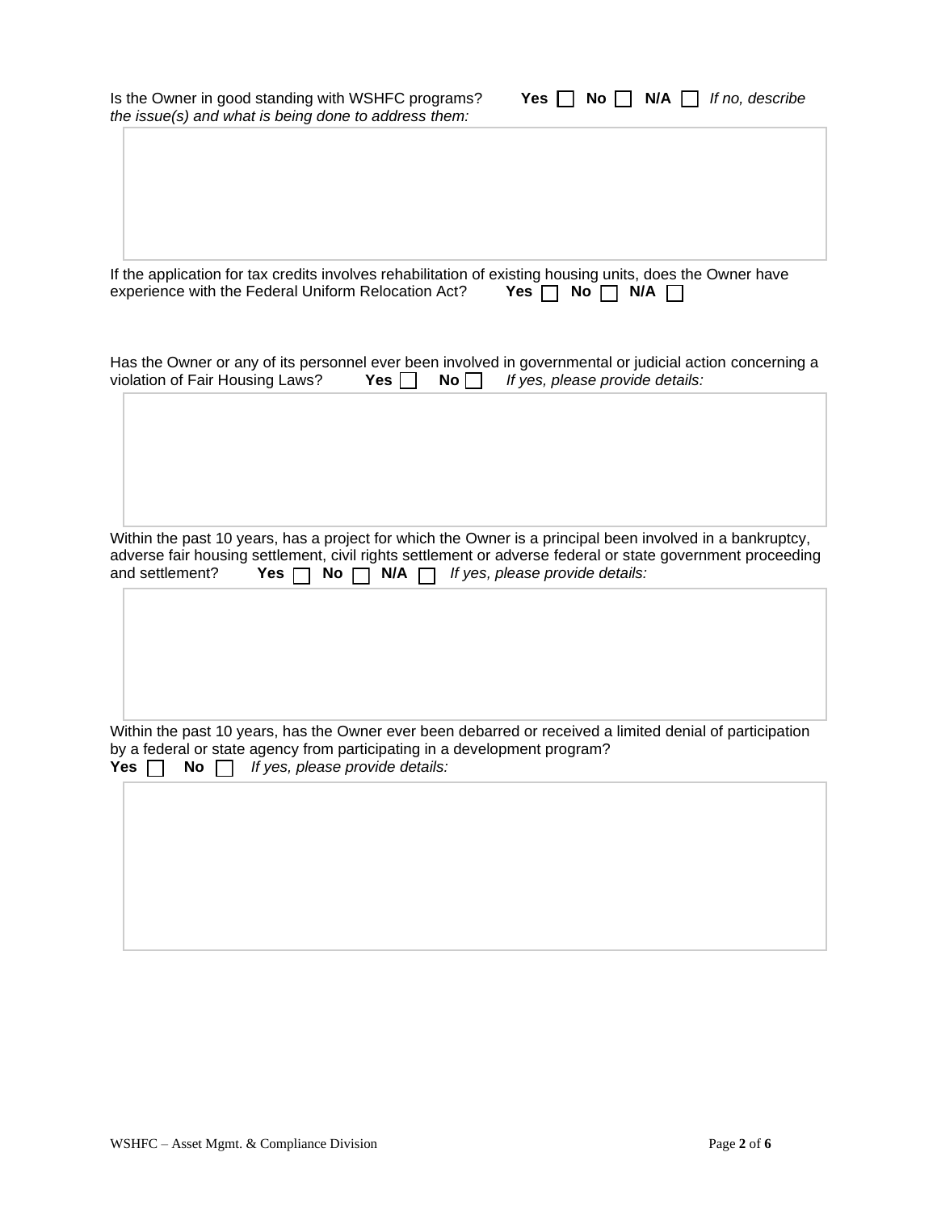Is the Owner in good standing with WSHFC programs? **Yes** ☐ **No** ☐ **N/A** ☐ *If no, describe the issue(s) and what is being done to address them:*

If the application for tax credits involves rehabilitation of existing housing units, does the Owner have experience with the Federal Uniform Relocation Act? **Yes** ☐ **No** ☐ **N/A** ☐

Has the Owner or any of its personnel ever been involved in governmental or judicial action concerning a violation of Fair Housing Laws? **Yes** ☐ **No** ☐ *If yes, please provide details:*

Within the past 10 years, has a project for which the Owner is a principal been involved in a bankruptcy, adverse fair housing settlement, civil rights settlement or adverse federal or state government proceeding and settlement? **Yes** ☐ **No** ☐ **N/A** ☐ *If yes, please provide details:*

Within the past 10 years, has the Owner ever been debarred or received a limited denial of participation by a federal or state agency from participating in a development program?
**Yes** ☐ **No** ☐ *If yes, please provide details:*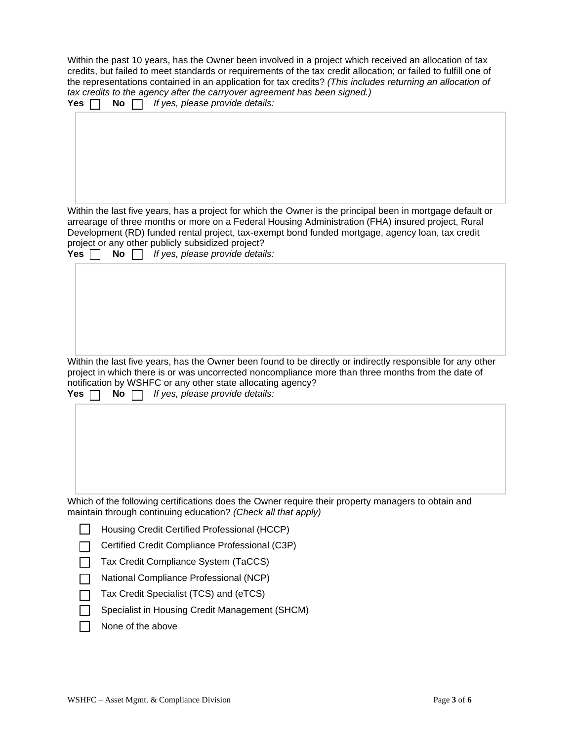Within the past 10 years, has the Owner been involved in a project which received an allocation of tax credits, but failed to meet standards or requirements of the tax credit allocation; or failed to fulfill one of the representations contained in an application for tax credits? *(This includes returning an allocation of tax credits to the agency after the carryover agreement has been signed.)*

**Yes** ☐ **No** ☐ *If yes, please provide details:*

Within the last five years, has a project for which the Owner is the principal been in mortgage default or arrearage of three months or more on a Federal Housing Administration (FHA) insured project, Rural Development (RD) funded rental project, tax-exempt bond funded mortgage, agency loan, tax credit project or any other publicly subsidized project?

**Yes** ☐ **No** ☐ *If yes, please provide details:*

Within the last five years, has the Owner been found to be directly or indirectly responsible for any other project in which there is or was uncorrected noncompliance more than three months from the date of notification by WSHFC or any other state allocating agency?

**Yes** ☐ **No** ☐ *If yes, please provide details:*

Which of the following certifications does the Owner require their property managers to obtain and maintain through continuing education? *(Check all that apply)*

- ☐ Housing Credit Certified Professional (HCCP)
- ☐ Certified Credit Compliance Professional (C3P)
- ☐ Tax Credit Compliance System (TaCCS)
- ☐ National Compliance Professional (NCP)
- ☐ Tax Credit Specialist (TCS) and (eTCS)
- ☐ Specialist in Housing Credit Management (SHCM)
- ☐ None of the above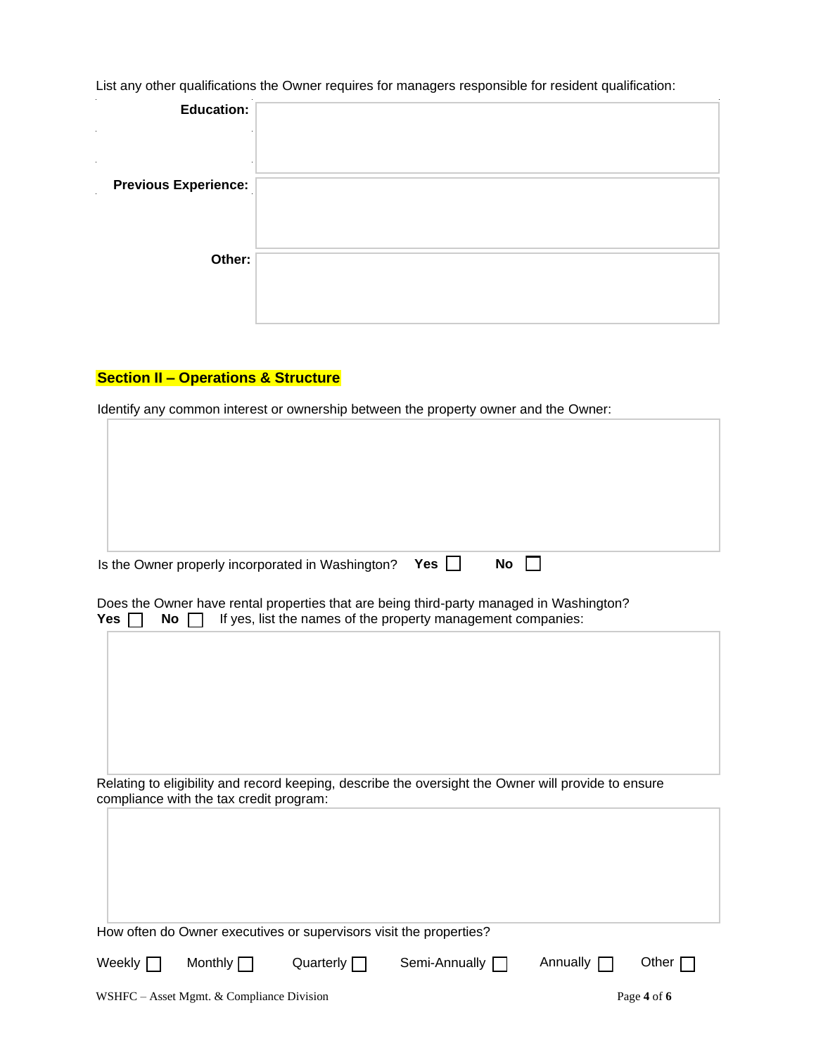List any other qualifications the Owner requires for managers responsible for resident qualification:

**Education:**

**Previous Experience:**

**Other:**

## Section II – Operations & Structure

Identify any common interest or ownership between the property owner and the Owner:

Is the Owner properly incorporated in Washington? **Yes** ☐ **No** ☐

Does the Owner have rental properties that are being third-party managed in Washington?
**Yes** ☐ **No** ☐ If yes, list the names of the property management companies:

Relating to eligibility and record keeping, describe the oversight the Owner will provide to ensure compliance with the tax credit program:

How often do Owner executives or supervisors visit the properties?

Weekly ☐ Monthly ☐ Quarterly ☐ Semi-Annually ☐ Annually ☐ Other ☐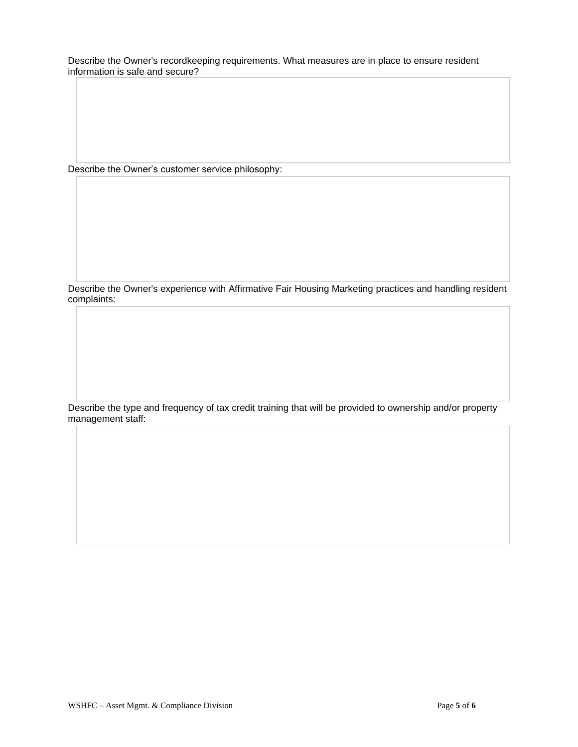Describe the Owner's recordkeeping requirements. What measures are in place to ensure resident information is safe and secure?

Describe the Owner's customer service philosophy:

Describe the Owner's experience with Affirmative Fair Housing Marketing practices and handling resident complaints:

Describe the type and frequency of tax credit training that will be provided to ownership and/or property management staff: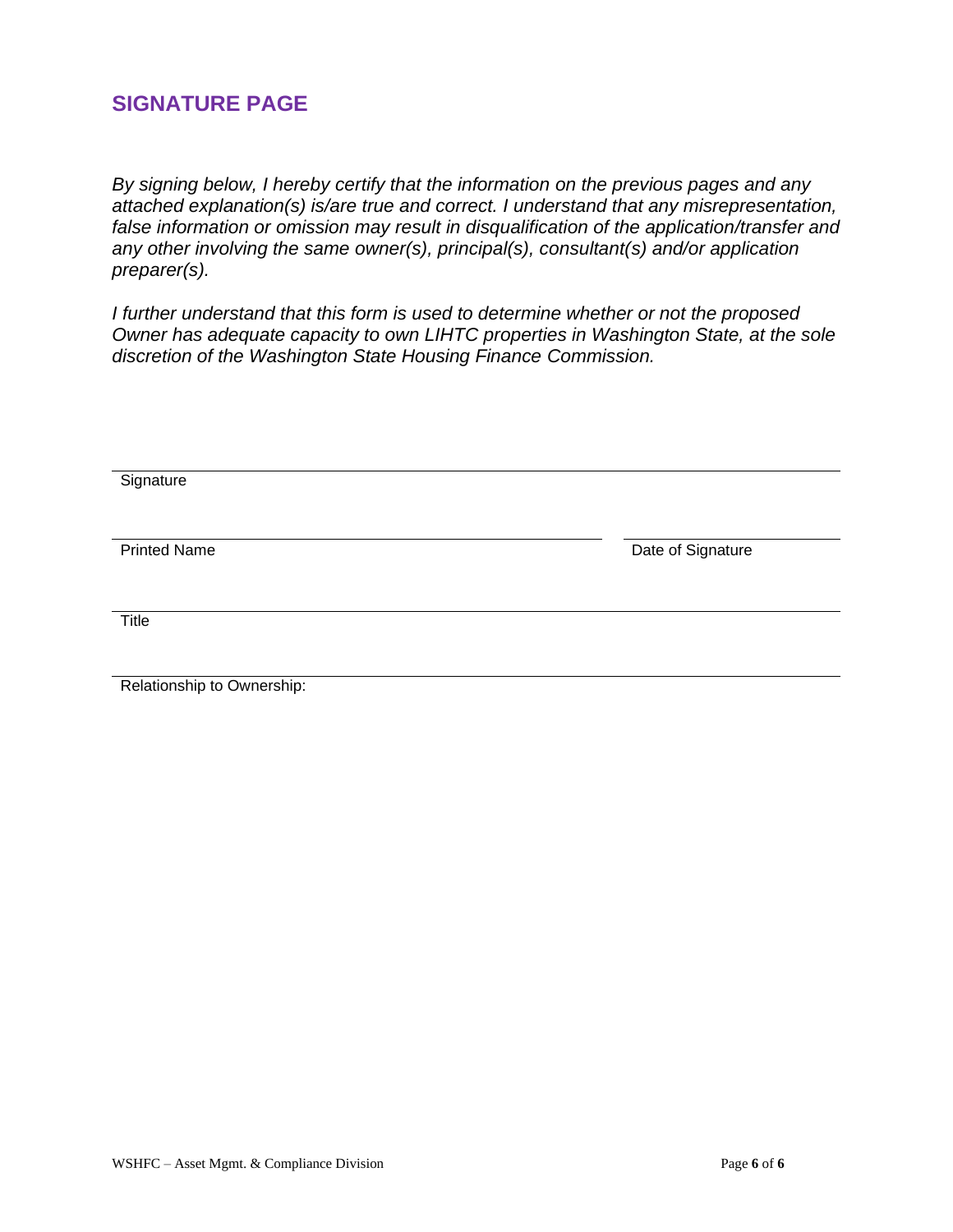## SIGNATURE PAGE

*By signing below, I hereby certify that the information on the previous pages and any attached explanation(s) is/are true and correct. I understand that any misrepresentation, false information or omission may result in disqualification of the application/transfer and any other involving the same owner(s), principal(s), consultant(s) and/or application preparer(s).*

*I further understand that this form is used to determine whether or not the proposed Owner has adequate capacity to own LIHTC properties in Washington State, at the sole discretion of the Washington State Housing Finance Commission.*

\_\_\_\_\_\_\_\_\_\_\_\_\_\_\_\_\_\_\_\_\_\_\_\_\_\_\_\_\_\_\_\_\_\_\_\_\_\_\_\_\_\_\_\_\_\_\_\_\_\_\_\_\_\_\_\_\_\_\_\_

Signature

\_\_\_\_\_\_\_\_\_\_\_\_\_\_\_\_\_\_\_\_\_\_\_\_\_\_\_\_\_\_\_\_\_\_\_\_\_\_\_\_\_\_ \_\_\_\_\_\_\_\_\_\_\_\_\_\_\_\_\_\_\_\_

Printed Name Date of Signature

\_\_\_\_\_\_\_\_\_\_\_\_\_\_\_\_\_\_\_\_\_\_\_\_\_\_\_\_\_\_\_\_\_\_\_\_\_\_\_\_\_\_\_\_\_\_\_\_\_\_\_\_\_\_\_\_\_\_\_\_

Title

\_\_\_\_\_\_\_\_\_\_\_\_\_\_\_\_\_\_\_\_\_\_\_\_\_\_\_\_\_\_\_\_\_\_\_\_\_\_\_\_\_\_\_\_\_\_\_\_\_\_\_\_\_\_\_\_\_\_\_\_

Relationship to Ownership: